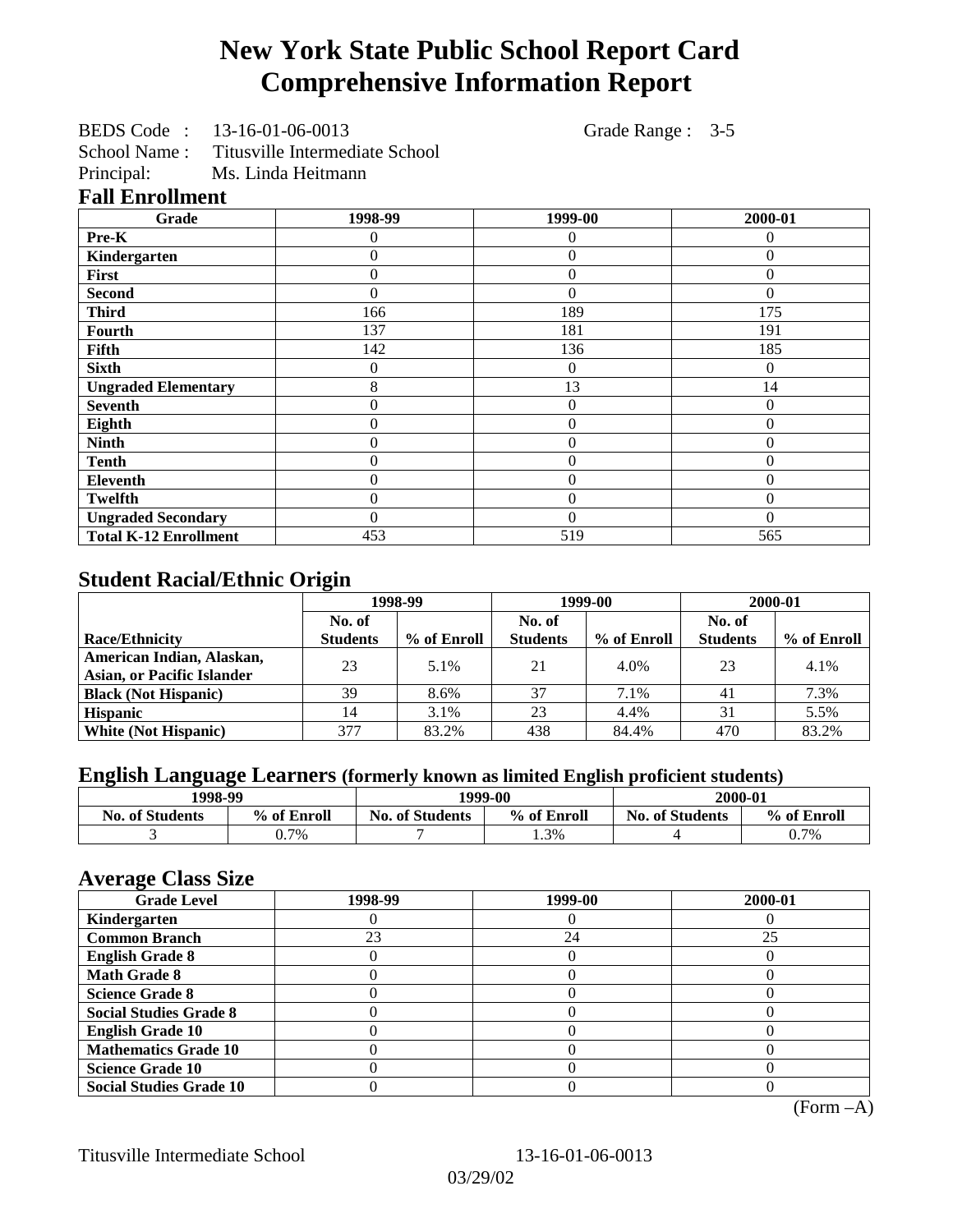# New York State Public School Report Card
# Comprehensive Information Report

BEDS Code : 13-16-01-06-0013 Grade Range : 3-5
School Name : Titusville Intermediate School
Principal: Ms. Linda Heitmann

## Fall Enrollment

| Grade | 1998-99 | 1999-00 | 2000-01 |
|---|---|---|---|
| Pre-K | 0 | 0 | 0 |
| Kindergarten | 0 | 0 | 0 |
| First | 0 | 0 | 0 |
| Second | 0 | 0 | 0 |
| Third | 166 | 189 | 175 |
| Fourth | 137 | 181 | 191 |
| Fifth | 142 | 136 | 185 |
| Sixth | 0 | 0 | 0 |
| Ungraded Elementary | 8 | 13 | 14 |
| Seventh | 0 | 0 | 0 |
| Eighth | 0 | 0 | 0 |
| Ninth | 0 | 0 | 0 |
| Tenth | 0 | 0 | 0 |
| Eleventh | 0 | 0 | 0 |
| Twelfth | 0 | 0 | 0 |
| Ungraded Secondary | 0 | 0 | 0 |
| Total K-12 Enrollment | 453 | 519 | 565 |

## Student Racial/Ethnic Origin

| | 1998-99 | | 1999-00 | | 2000-01 | |
|---|---|---|---|---|---|---|
| Race/Ethnicity | No. of Students | % of Enroll | No. of Students | % of Enroll | No. of Students | % of Enroll |
| American Indian, Alaskan, Asian, or Pacific Islander | 23 | 5.1% | 21 | 4.0% | 23 | 4.1% |
| Black (Not Hispanic) | 39 | 8.6% | 37 | 7.1% | 41 | 7.3% |
| Hispanic | 14 | 3.1% | 23 | 4.4% | 31 | 5.5% |
| White (Not Hispanic) | 377 | 83.2% | 438 | 84.4% | 470 | 83.2% |

## English Language Learners (formerly known as limited English proficient students)

| 1998-99 | | 1999-00 | | 2000-01 | |
|---|---|---|---|---|---|
| No. of Students | % of Enroll | No. of Students | % of Enroll | No. of Students | % of Enroll |
| 3 | 0.7% | 7 | 1.3% | 4 | 0.7% |

## Average Class Size

| Grade Level | 1998-99 | 1999-00 | 2000-01 |
|---|---|---|---|
| Kindergarten | 0 | 0 | 0 |
| Common Branch | 23 | 24 | 25 |
| English Grade 8 | 0 | 0 | 0 |
| Math Grade 8 | 0 | 0 | 0 |
| Science Grade 8 | 0 | 0 | 0 |
| Social Studies Grade 8 | 0 | 0 | 0 |
| English Grade 10 | 0 | 0 | 0 |
| Mathematics Grade 10 | 0 | 0 | 0 |
| Science Grade 10 | 0 | 0 | 0 |
| Social Studies Grade 10 | 0 | 0 | 0 |

(Form –A)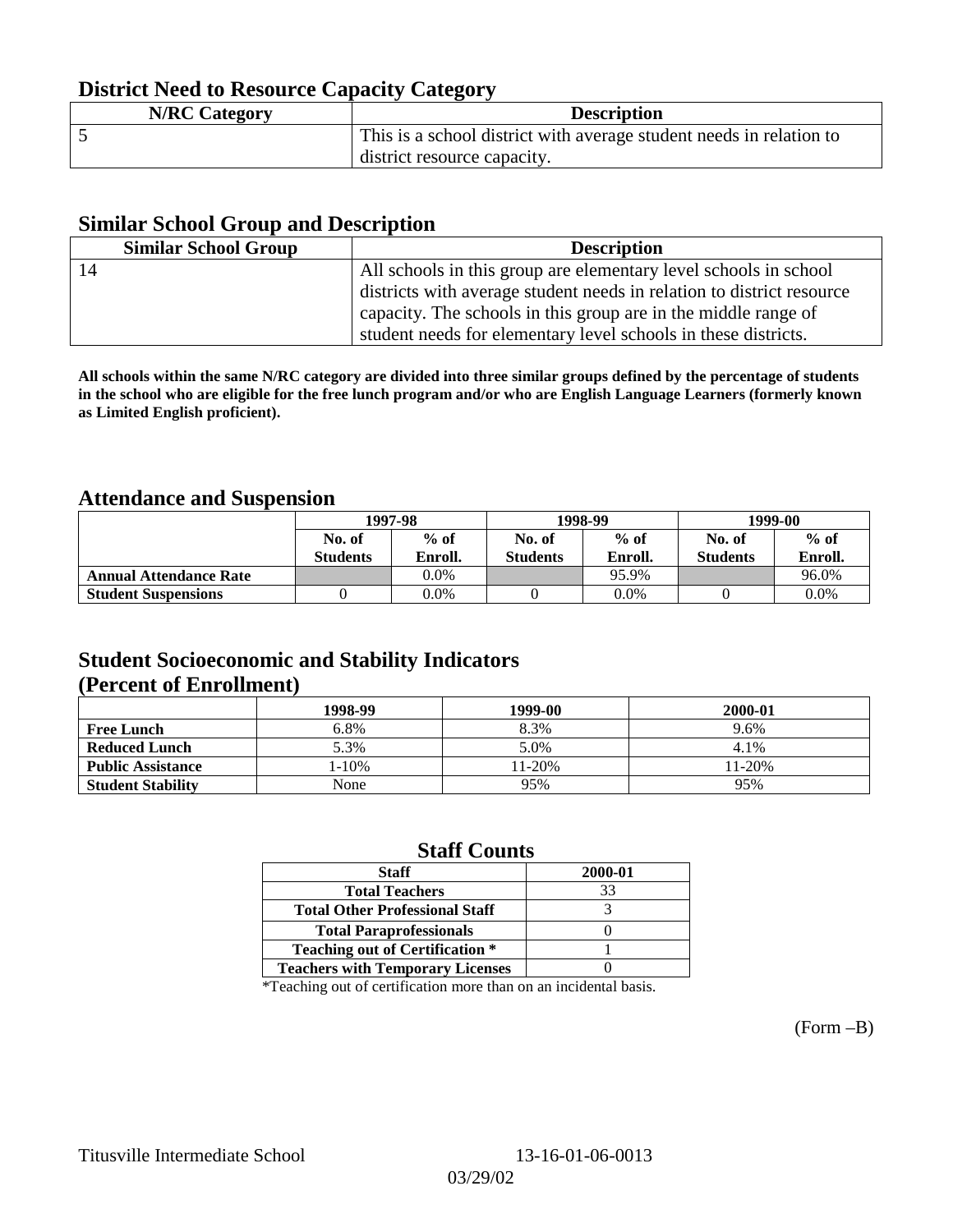## District Need to Resource Capacity Category

| N/RC Category | Description |
|---|---|
| 5 | This is a school district with average student needs in relation to district resource capacity. |

## Similar School Group and Description

| Similar School Group | Description |
|---|---|
| 14 | All schools in this group are elementary level schools in school districts with average student needs in relation to district resource capacity. The schools in this group are in the middle range of student needs for elementary level schools in these districts. |

**All schools within the same N/RC category are divided into three similar groups defined by the percentage of students in the school who are eligible for the free lunch program and/or who are English Language Learners (formerly known as Limited English proficient).**

## Attendance and Suspension

| | 1997-98 | | 1998-99 | | 1999-00 | |
|---|---|---|---|---|---|---|
| | No. of Students | % of Enroll. | No. of Students | % of Enroll. | No. of Students | % of Enroll. |
| **Annual Attendance Rate** | | 0.0% | | 95.9% | | 96.0% |
| **Student Suspensions** | 0 | 0.0% | 0 | 0.0% | 0 | 0.0% |

## Student Socioeconomic and Stability Indicators (Percent of Enrollment)

| | 1998-99 | 1999-00 | 2000-01 |
|---|---|---|---|
| **Free Lunch** | 6.8% | 8.3% | 9.6% |
| **Reduced Lunch** | 5.3% | 5.0% | 4.1% |
| **Public Assistance** | 1-10% | 11-20% | 11-20% |
| **Student Stability** | None | 95% | 95% |

## Staff Counts

| Staff | 2000-01 |
|---|---|
| Total Teachers | 33 |
| Total Other Professional Staff | 3 |
| Total Paraprofessionals | 0 |
| Teaching out of Certification * | 1 |
| Teachers with Temporary Licenses | 0 |

*Teaching out of certification more than on an incidental basis.

(Form –B)

Titusville Intermediate School 13-16-01-06-0013

03/29/02